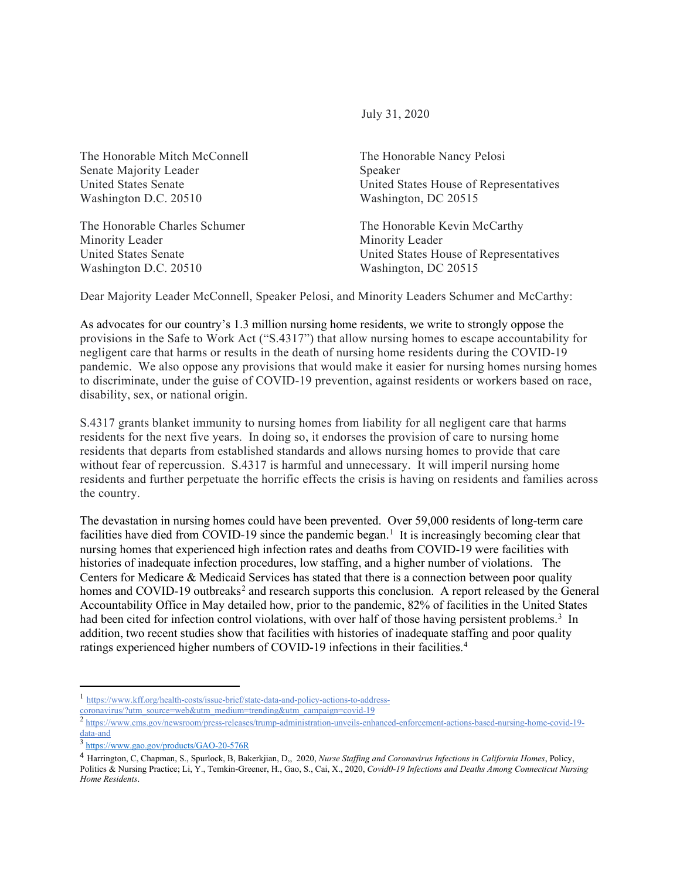July 31, 2020

The Honorable Mitch McConnell
Senate Majority Leader
United States Senate
Washington D.C. 20510

The Honorable Nancy Pelosi
Speaker
United States House of Representatives
Washington, DC 20515

The Honorable Charles Schumer
Minority Leader
United States Senate
Washington D.C. 20510

The Honorable Kevin McCarthy
Minority Leader
United States House of Representatives
Washington, DC 20515

Dear Majority Leader McConnell, Speaker Pelosi, and Minority Leaders Schumer and McCarthy:

As advocates for our country's 1.3 million nursing home residents, we write to strongly oppose the provisions in the Safe to Work Act ("S.4317") that allow nursing homes to escape accountability for negligent care that harms or results in the death of nursing home residents during the COVID-19 pandemic. We also oppose any provisions that would make it easier for nursing homes nursing homes to discriminate, under the guise of COVID-19 prevention, against residents or workers based on race, disability, sex, or national origin.

S.4317 grants blanket immunity to nursing homes from liability for all negligent care that harms residents for the next five years. In doing so, it endorses the provision of care to nursing home residents that departs from established standards and allows nursing homes to provide that care without fear of repercussion. S.4317 is harmful and unnecessary. It will imperil nursing home residents and further perpetuate the horrific effects the crisis is having on residents and families across the country.

The devastation in nursing homes could have been prevented. Over 59,000 residents of long-term care facilities have died from COVID-19 since the pandemic began.[1] It is increasingly becoming clear that nursing homes that experienced high infection rates and deaths from COVID-19 were facilities with histories of inadequate infection procedures, low staffing, and a higher number of violations. The Centers for Medicare & Medicaid Services has stated that there is a connection between poor quality homes and COVID-19 outbreaks[2] and research supports this conclusion. A report released by the General Accountability Office in May detailed how, prior to the pandemic, 82% of facilities in the United States had been cited for infection control violations, with over half of those having persistent problems.[3] In addition, two recent studies show that facilities with histories of inadequate staffing and poor quality ratings experienced higher numbers of COVID-19 infections in their facilities.[4]

---

[1] https://www.kff.org/health-costs/issue-brief/state-data-and-policy-actions-to-address-coronavirus/?utm_source=web&utm_medium=trending&utm_campaign=covid-19

[2] https://www.cms.gov/newsroom/press-releases/trump-administration-unveils-enhanced-enforcement-actions-based-nursing-home-covid-19-data-and

[3] https://www.gao.gov/products/GAO-20-576R

[4] Harrington, C, Chapman, S., Spurlock, B, Bakerkjian, D,, 2020, *Nurse Staffing and Coronavirus Infections in California Homes*, Policy, Politics & Nursing Practice; Li, Y., Temkin-Greener, H., Gao, S., Cai, X., 2020, *Covid0-19 Infections and Deaths Among Connecticut Nursing Home Residents*.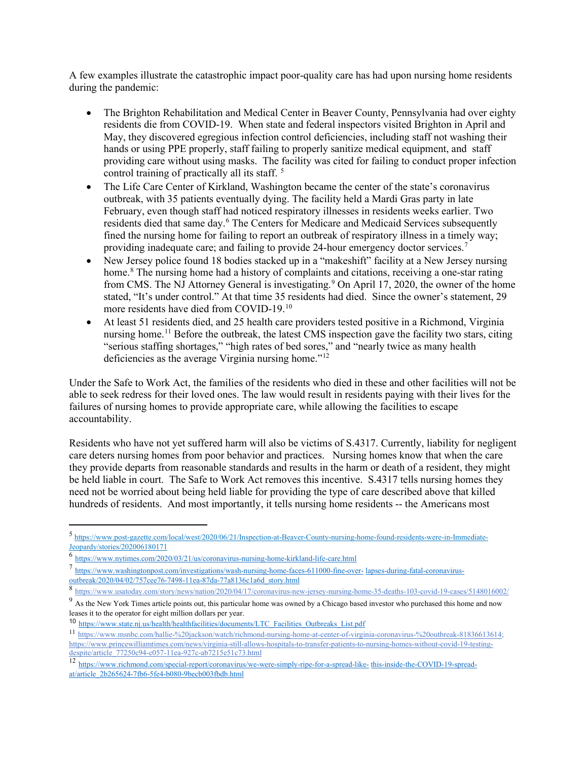A few examples illustrate the catastrophic impact poor-quality care has had upon nursing home residents during the pandemic:

- The Brighton Rehabilitation and Medical Center in Beaver County, Pennsylvania had over eighty residents die from COVID-19. When state and federal inspectors visited Brighton in April and May, they discovered egregious infection control deficiencies, including staff not washing their hands or using PPE properly, staff failing to properly sanitize medical equipment, and staff providing care without using masks. The facility was cited for failing to conduct proper infection control training of practically all its staff. [5]
- The Life Care Center of Kirkland, Washington became the center of the state's coronavirus outbreak, with 35 patients eventually dying. The facility held a Mardi Gras party in late February, even though staff had noticed respiratory illnesses in residents weeks earlier. Two residents died that same day.[6] The Centers for Medicare and Medicaid Services subsequently fined the nursing home for failing to report an outbreak of respiratory illness in a timely way; providing inadequate care; and failing to provide 24-hour emergency doctor services.[7]
- New Jersey police found 18 bodies stacked up in a "makeshift" facility at a New Jersey nursing home.[8] The nursing home had a history of complaints and citations, receiving a one-star rating from CMS. The NJ Attorney General is investigating.[9] On April 17, 2020, the owner of the home stated, "It's under control." At that time 35 residents had died. Since the owner's statement, 29 more residents have died from COVID-19.[10]
- At least 51 residents died, and 25 health care providers tested positive in a Richmond, Virginia nursing home.[11] Before the outbreak, the latest CMS inspection gave the facility two stars, citing "serious staffing shortages," "high rates of bed sores," and "nearly twice as many health deficiencies as the average Virginia nursing home."[12]

Under the Safe to Work Act, the families of the residents who died in these and other facilities will not be able to seek redress for their loved ones. The law would result in residents paying with their lives for the failures of nursing homes to provide appropriate care, while allowing the facilities to escape accountability.

Residents who have not yet suffered harm will also be victims of S.4317. Currently, liability for negligent care deters nursing homes from poor behavior and practices. Nursing homes know that when the care they provide departs from reasonable standards and results in the harm or death of a resident, they might be held liable in court. The Safe to Work Act removes this incentive. S.4317 tells nursing homes they need not be worried about being held liable for providing the type of care described above that killed hundreds of residents. And most importantly, it tells nursing home residents -- the Americans most

---

[5] https://www.post-gazette.com/local/west/2020/06/21/Inspection-at-Beaver-County-nursing-home-found-residents-were-in-Immediate-Jeopardy/stories/202006180171

[6] https://www.nytimes.com/2020/03/21/us/coronavirus-nursing-home-kirkland-life-care.html

[7] https://www.washingtonpost.com/investigations/wash-nursing-home-faces-611000-fine-over- lapses-during-fatal-coronavirus-outbreak/2020/04/02/757cee76-7498-11ea-87da-77a8136c1a6d_story.html

[8] https://www.usatoday.com/story/news/nation/2020/04/17/coronavirus-new-jersey-nursing-home-35-deaths-103-covid-19-cases/5148016002/

[9] As the New York Times article points out, this particular home was owned by a Chicago based investor who purchased this home and now leases it to the operator for eight million dollars per year.

[10] https://www.state.nj.us/health/healthfacilities/documents/LTC_Facilities_Outbreaks_List.pdf

[11] https://www.msnbc.com/hallie-%20jackson/watch/richmond-nursing-home-at-center-of-virginia-coronavirus-%20outbreak-81836613614; https://www.princewilliamtimes.com/news/virginia-still-allows-hospitals-to-transfer-patients-to-nursing-homes-without-covid-19-testing-despite/article_77250c94-c057-11ea-927c-ab7215e51c73.html

[12] https://www.richmond.com/special-report/coronavirus/we-were-simply-ripe-for-a-spread-like- this-inside-the-COVID-19-spread-at/article_2b265624-7fb6-5fe4-b080-9becb003fbdb.html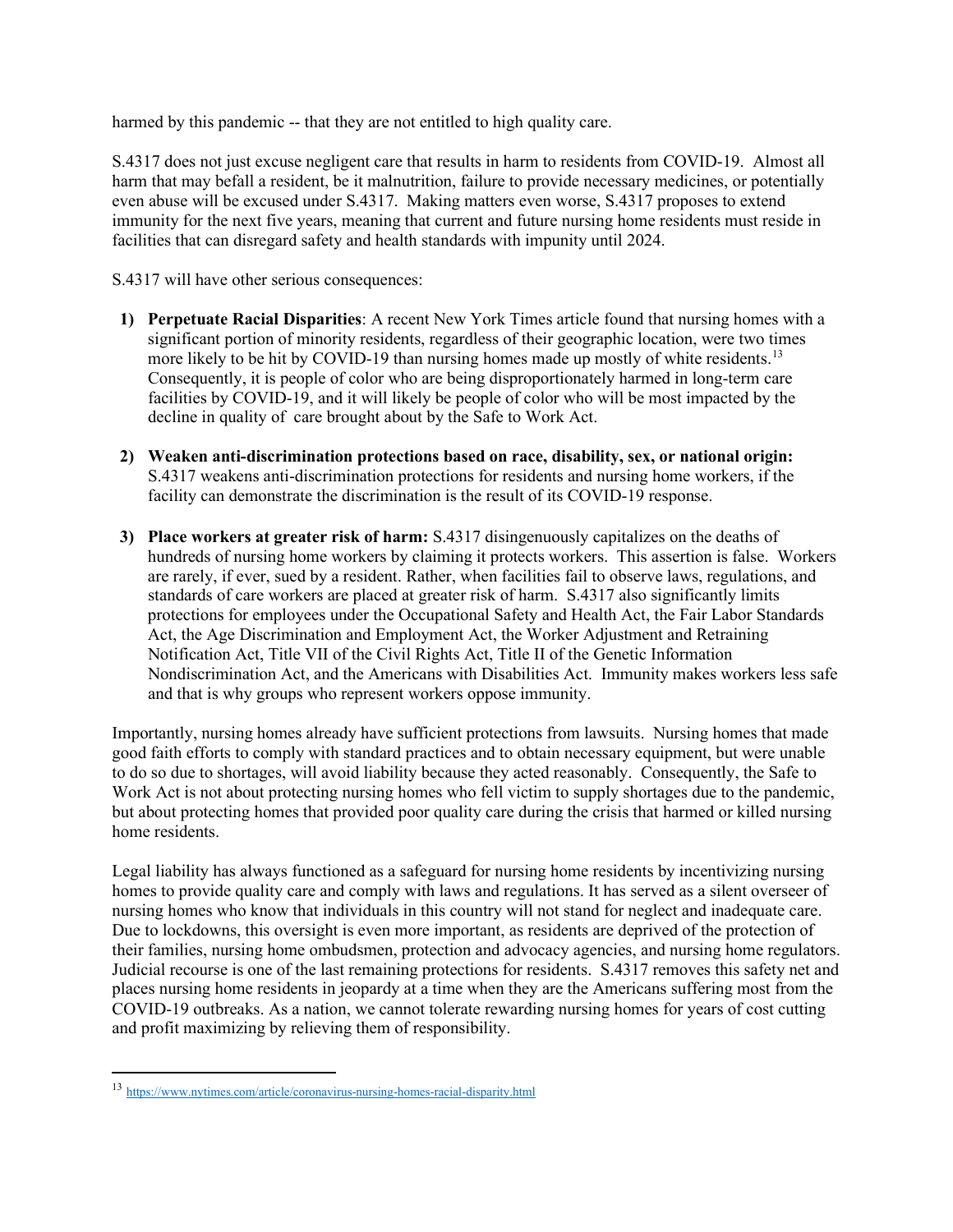harmed by this pandemic -- that they are not entitled to high quality care.

S.4317 does not just excuse negligent care that results in harm to residents from COVID-19. Almost all harm that may befall a resident, be it malnutrition, failure to provide necessary medicines, or potentially even abuse will be excused under S.4317. Making matters even worse, S.4317 proposes to extend immunity for the next five years, meaning that current and future nursing home residents must reside in facilities that can disregard safety and health standards with impunity until 2024.

S.4317 will have other serious consequences:

1) **Perpetuate Racial Disparities**: A recent New York Times article found that nursing homes with a significant portion of minority residents, regardless of their geographic location, were two times more likely to be hit by COVID-19 than nursing homes made up mostly of white residents.[13] Consequently, it is people of color who are being disproportionately harmed in long-term care facilities by COVID-19, and it will likely be people of color who will be most impacted by the decline in quality of care brought about by the Safe to Work Act.

2) **Weaken anti-discrimination protections based on race, disability, sex, or national origin:** S.4317 weakens anti-discrimination protections for residents and nursing home workers, if the facility can demonstrate the discrimination is the result of its COVID-19 response.

3) **Place workers at greater risk of harm:** S.4317 disingenuously capitalizes on the deaths of hundreds of nursing home workers by claiming it protects workers. This assertion is false. Workers are rarely, if ever, sued by a resident. Rather, when facilities fail to observe laws, regulations, and standards of care workers are placed at greater risk of harm. S.4317 also significantly limits protections for employees under the Occupational Safety and Health Act, the Fair Labor Standards Act, the Age Discrimination and Employment Act, the Worker Adjustment and Retraining Notification Act, Title VII of the Civil Rights Act, Title II of the Genetic Information Nondiscrimination Act, and the Americans with Disabilities Act. Immunity makes workers less safe and that is why groups who represent workers oppose immunity.

Importantly, nursing homes already have sufficient protections from lawsuits. Nursing homes that made good faith efforts to comply with standard practices and to obtain necessary equipment, but were unable to do so due to shortages, will avoid liability because they acted reasonably. Consequently, the Safe to Work Act is not about protecting nursing homes who fell victim to supply shortages due to the pandemic, but about protecting homes that provided poor quality care during the crisis that harmed or killed nursing home residents.

Legal liability has always functioned as a safeguard for nursing home residents by incentivizing nursing homes to provide quality care and comply with laws and regulations. It has served as a silent overseer of nursing homes who know that individuals in this country will not stand for neglect and inadequate care. Due to lockdowns, this oversight is even more important, as residents are deprived of the protection of their families, nursing home ombudsmen, protection and advocacy agencies, and nursing home regulators. Judicial recourse is one of the last remaining protections for residents. S.4317 removes this safety net and places nursing home residents in jeopardy at a time when they are the Americans suffering most from the COVID-19 outbreaks. As a nation, we cannot tolerate rewarding nursing homes for years of cost cutting and profit maximizing by relieving them of responsibility.

---

[13] https://www.nytimes.com/article/coronavirus-nursing-homes-racial-disparity.html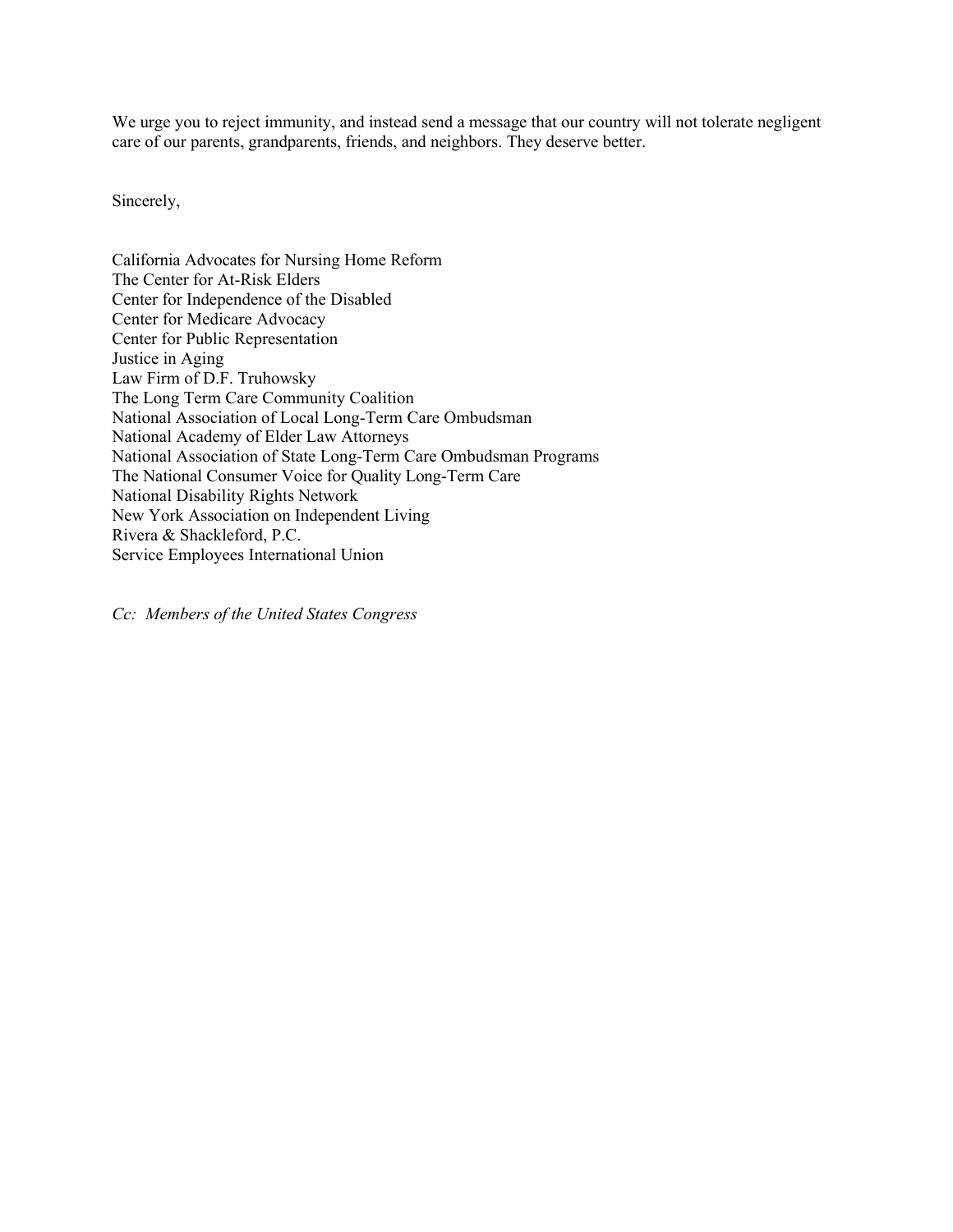We urge you to reject immunity, and instead send a message that our country will not tolerate negligent care of our parents, grandparents, friends, and neighbors. They deserve better.

Sincerely,

California Advocates for Nursing Home Reform
The Center for At-Risk Elders
Center for Independence of the Disabled
Center for Medicare Advocacy
Center for Public Representation
Justice in Aging
Law Firm of D.F. Truhowsky
The Long Term Care Community Coalition
National Association of Local Long-Term Care Ombudsman
National Academy of Elder Law Attorneys
National Association of State Long-Term Care Ombudsman Programs
The National Consumer Voice for Quality Long-Term Care
National Disability Rights Network
New York Association on Independent Living
Rivera & Shackleford, P.C.
Service Employees International Union

*Cc: Members of the United States Congress*